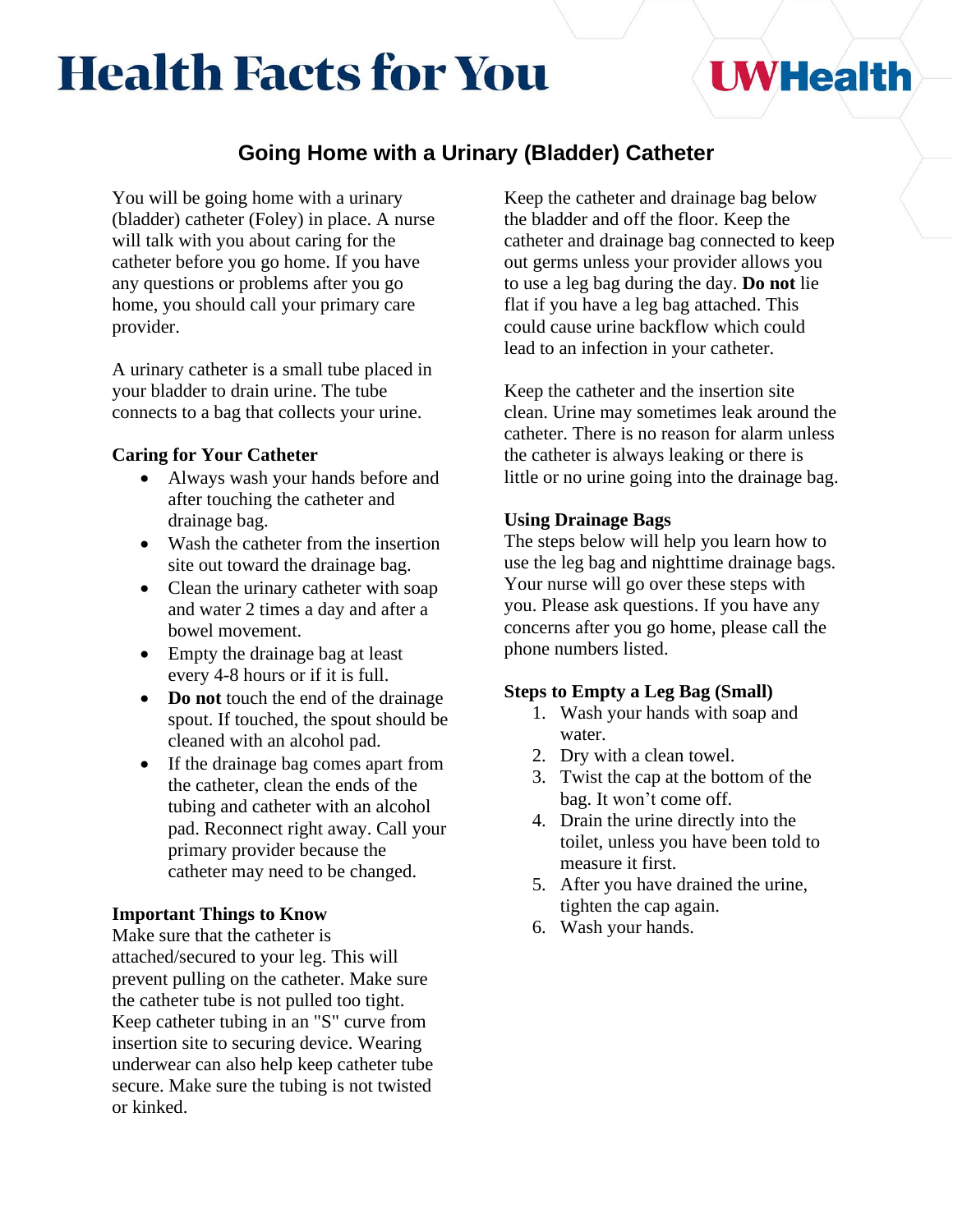# Health Facts for You

UWHealth

## Going Home with a Urinary (Bladder) Catheter

You will be going home with a urinary (bladder) catheter (Foley) in place. A nurse will talk with you about caring for the catheter before you go home. If you have any questions or problems after you go home, you should call your primary care provider.

A urinary catheter is a small tube placed in your bladder to drain urine. The tube connects to a bag that collects your urine.

### Caring for Your Catheter

- Always wash your hands before and after touching the catheter and drainage bag.
- Wash the catheter from the insertion site out toward the drainage bag.
- Clean the urinary catheter with soap and water 2 times a day and after a bowel movement.
- Empty the drainage bag at least every 4-8 hours or if it is full.
- **Do not** touch the end of the drainage spout. If touched, the spout should be cleaned with an alcohol pad.
- If the drainage bag comes apart from the catheter, clean the ends of the tubing and catheter with an alcohol pad. Reconnect right away. Call your primary provider because the catheter may need to be changed.

### Important Things to Know

Make sure that the catheter is attached/secured to your leg. This will prevent pulling on the catheter. Make sure the catheter tube is not pulled too tight. Keep catheter tubing in an "S" curve from insertion site to securing device. Wearing underwear can also help keep catheter tube secure. Make sure the tubing is not twisted or kinked.

Keep the catheter and drainage bag below the bladder and off the floor. Keep the catheter and drainage bag connected to keep out germs unless your provider allows you to use a leg bag during the day. **Do not** lie flat if you have a leg bag attached. This could cause urine backflow which could lead to an infection in your catheter.

Keep the catheter and the insertion site clean. Urine may sometimes leak around the catheter. There is no reason for alarm unless the catheter is always leaking or there is little or no urine going into the drainage bag.

### Using Drainage Bags

The steps below will help you learn how to use the leg bag and nighttime drainage bags. Your nurse will go over these steps with you. Please ask questions. If you have any concerns after you go home, please call the phone numbers listed.

### Steps to Empty a Leg Bag (Small)

1. Wash your hands with soap and water.
2. Dry with a clean towel.
3. Twist the cap at the bottom of the bag. It won't come off.
4. Drain the urine directly into the toilet, unless you have been told to measure it first.
5. After you have drained the urine, tighten the cap again.
6. Wash your hands.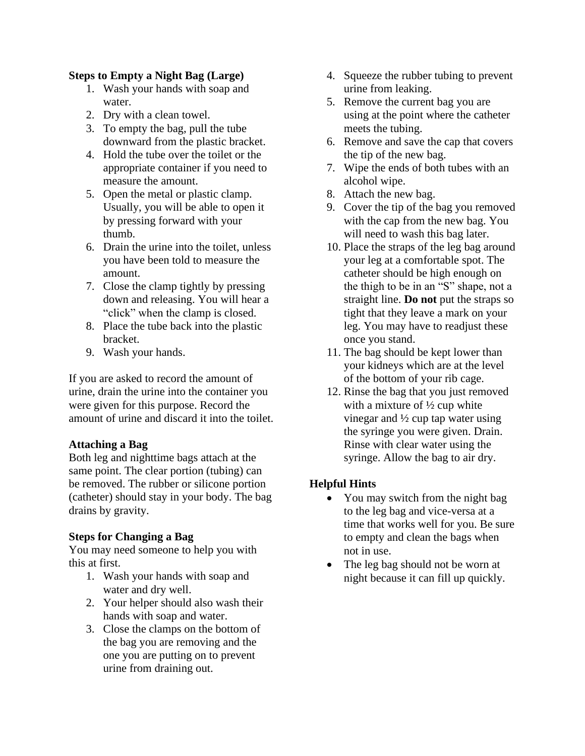**Steps to Empty a Night Bag (Large)**

1. Wash your hands with soap and water.
2. Dry with a clean towel.
3. To empty the bag, pull the tube downward from the plastic bracket.
4. Hold the tube over the toilet or the appropriate container if you need to measure the amount.
5. Open the metal or plastic clamp. Usually, you will be able to open it by pressing forward with your thumb.
6. Drain the urine into the toilet, unless you have been told to measure the amount.
7. Close the clamp tightly by pressing down and releasing. You will hear a "click" when the clamp is closed.
8. Place the tube back into the plastic bracket.
9. Wash your hands.

If you are asked to record the amount of urine, drain the urine into the container you were given for this purpose. Record the amount of urine and discard it into the toilet.

**Attaching a Bag**

Both leg and nighttime bags attach at the same point. The clear portion (tubing) can be removed. The rubber or silicone portion (catheter) should stay in your body. The bag drains by gravity.

**Steps for Changing a Bag**

You may need someone to help you with this at first.

1. Wash your hands with soap and water and dry well.
2. Your helper should also wash their hands with soap and water.
3. Close the clamps on the bottom of the bag you are removing and the one you are putting on to prevent urine from draining out.
4. Squeeze the rubber tubing to prevent urine from leaking.
5. Remove the current bag you are using at the point where the catheter meets the tubing.
6. Remove and save the cap that covers the tip of the new bag.
7. Wipe the ends of both tubes with an alcohol wipe.
8. Attach the new bag.
9. Cover the tip of the bag you removed with the cap from the new bag. You will need to wash this bag later.
10. Place the straps of the leg bag around your leg at a comfortable spot. The catheter should be high enough on the thigh to be in an "S" shape, not a straight line. **Do not** put the straps so tight that they leave a mark on your leg. You may have to readjust these once you stand.
11. The bag should be kept lower than your kidneys which are at the level of the bottom of your rib cage.
12. Rinse the bag that you just removed with a mixture of ½ cup white vinegar and ½ cup tap water using the syringe you were given. Drain. Rinse with clear water using the syringe. Allow the bag to air dry.

**Helpful Hints**

- You may switch from the night bag to the leg bag and vice-versa at a time that works well for you. Be sure to empty and clean the bags when not in use.
- The leg bag should not be worn at night because it can fill up quickly.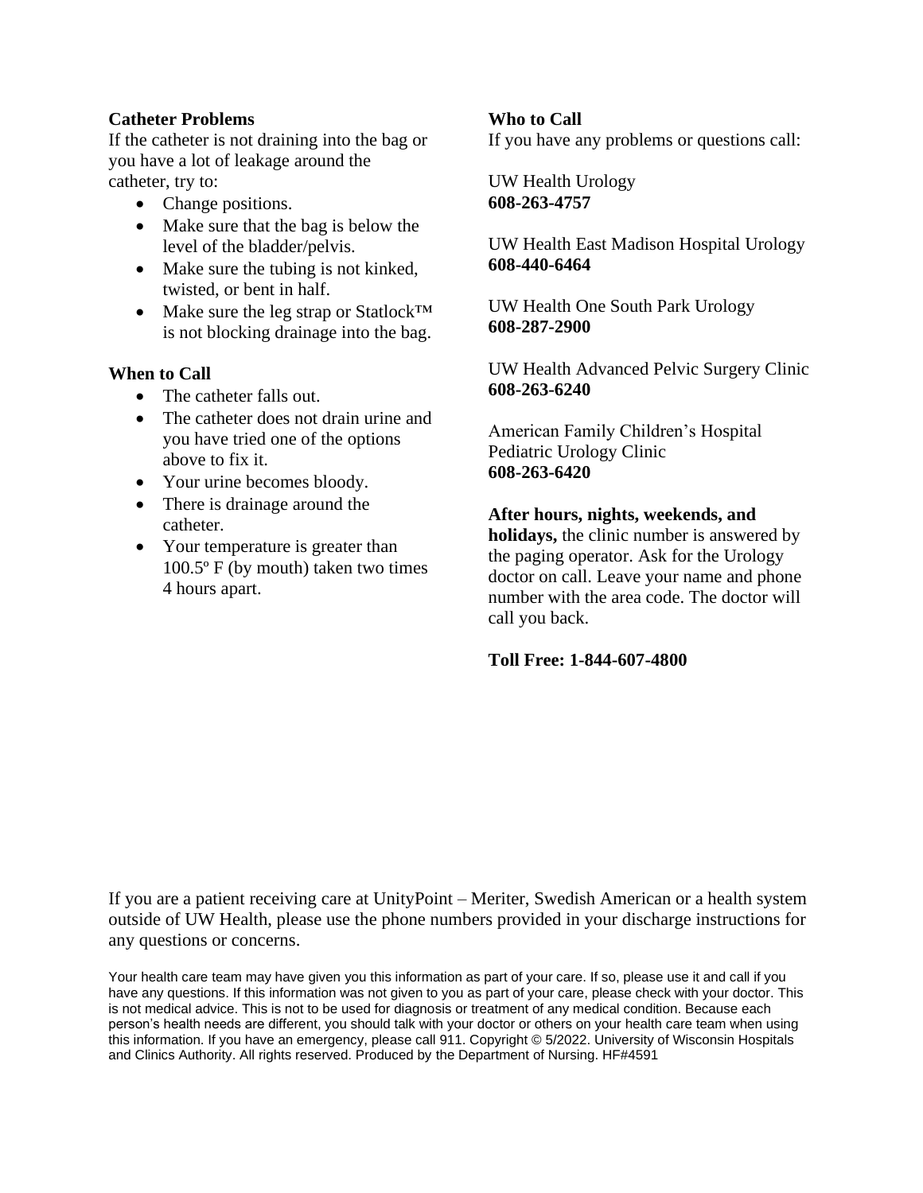**Catheter Problems**

If the catheter is not draining into the bag or you have a lot of leakage around the catheter, try to:

- Change positions.
- Make sure that the bag is below the level of the bladder/pelvis.
- Make sure the tubing is not kinked, twisted, or bent in half.
- Make sure the leg strap or Statlock™ is not blocking drainage into the bag.

**When to Call**

- The catheter falls out.
- The catheter does not drain urine and you have tried one of the options above to fix it.
- Your urine becomes bloody.
- There is drainage around the catheter.
- Your temperature is greater than 100.5º F (by mouth) taken two times 4 hours apart.

**Who to Call**

If you have any problems or questions call:

UW Health Urology
**608-263-4757**

UW Health East Madison Hospital Urology
**608-440-6464**

UW Health One South Park Urology
**608-287-2900**

UW Health Advanced Pelvic Surgery Clinic
**608-263-6240**

American Family Children's Hospital Pediatric Urology Clinic
**608-263-6420**

**After hours, nights, weekends, and holidays,** the clinic number is answered by the paging operator. Ask for the Urology doctor on call. Leave your name and phone number with the area code. The doctor will call you back.

**Toll Free: 1-844-607-4800**

If you are a patient receiving care at UnityPoint – Meriter, Swedish American or a health system outside of UW Health, please use the phone numbers provided in your discharge instructions for any questions or concerns.

Your health care team may have given you this information as part of your care. If so, please use it and call if you have any questions. If this information was not given to you as part of your care, please check with your doctor. This is not medical advice. This is not to be used for diagnosis or treatment of any medical condition. Because each person's health needs are different, you should talk with your doctor or others on your health care team when using this information. If you have an emergency, please call 911. Copyright © 5/2022. University of Wisconsin Hospitals and Clinics Authority. All rights reserved. Produced by the Department of Nursing. HF#4591